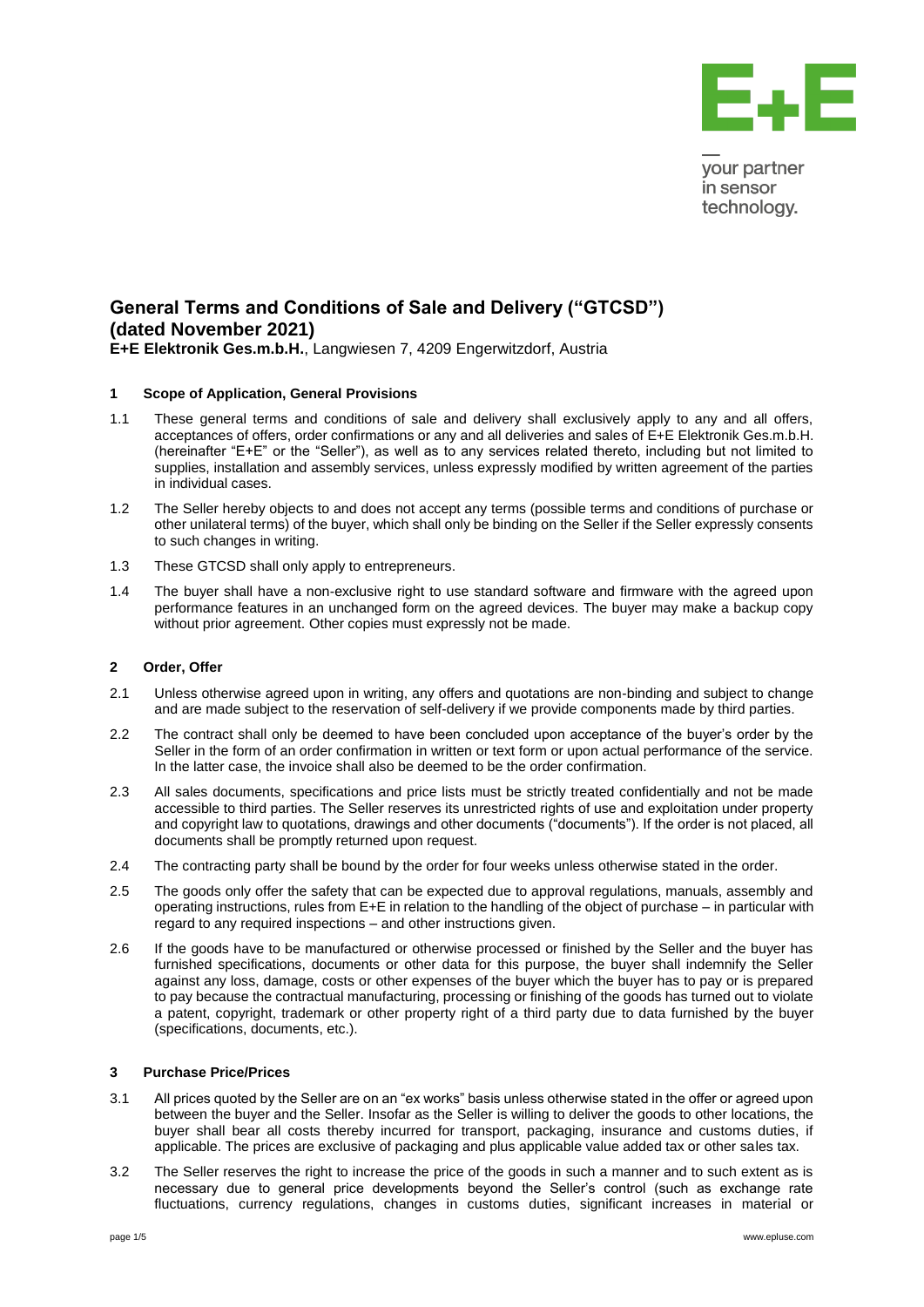# General Terms and Conditions of Sale and Delivery ("GTCSD") (dated November 2021)

**E+E Elektronik Ges.m.b.H.**, Langwiesen 7, 4209 Engerwitzdorf, Austria

## 1 Scope of Application, General Provisions

1.1 These general terms and conditions of sale and delivery shall exclusively apply to any and all offers, acceptances of offers, order confirmations or any and all deliveries and sales of E+E Elektronik Ges.m.b.H. (hereinafter "E+E" or the "Seller"), as well as to any services related thereto, including but not limited to supplies, installation and assembly services, unless expressly modified by written agreement of the parties in individual cases.

1.2 The Seller hereby objects to and does not accept any terms (possible terms and conditions of purchase or other unilateral terms) of the buyer, which shall only be binding on the Seller if the Seller expressly consents to such changes in writing.

1.3 These GTCSD shall only apply to entrepreneurs.

1.4 The buyer shall have a non-exclusive right to use standard software and firmware with the agreed upon performance features in an unchanged form on the agreed devices. The buyer may make a backup copy without prior agreement. Other copies must expressly not be made.

## 2 Order, Offer

2.1 Unless otherwise agreed upon in writing, any offers and quotations are non-binding and subject to change and are made subject to the reservation of self-delivery if we provide components made by third parties.

2.2 The contract shall only be deemed to have been concluded upon acceptance of the buyer's order by the Seller in the form of an order confirmation in written or text form or upon actual performance of the service. In the latter case, the invoice shall also be deemed to be the order confirmation.

2.3 All sales documents, specifications and price lists must be strictly treated confidentially and not be made accessible to third parties. The Seller reserves its unrestricted rights of use and exploitation under property and copyright law to quotations, drawings and other documents ("documents"). If the order is not placed, all documents shall be promptly returned upon request.

2.4 The contracting party shall be bound by the order for four weeks unless otherwise stated in the order.

2.5 The goods only offer the safety that can be expected due to approval regulations, manuals, assembly and operating instructions, rules from E+E in relation to the handling of the object of purchase – in particular with regard to any required inspections – and other instructions given.

2.6 If the goods have to be manufactured or otherwise processed or finished by the Seller and the buyer has furnished specifications, documents or other data for this purpose, the buyer shall indemnify the Seller against any loss, damage, costs or other expenses of the buyer which the buyer has to pay or is prepared to pay because the contractual manufacturing, processing or finishing of the goods has turned out to violate a patent, copyright, trademark or other property right of a third party due to data furnished by the buyer (specifications, documents, etc.).

## 3 Purchase Price/Prices

3.1 All prices quoted by the Seller are on an "ex works" basis unless otherwise stated in the offer or agreed upon between the buyer and the Seller. Insofar as the Seller is willing to deliver the goods to other locations, the buyer shall bear all costs thereby incurred for transport, packaging, insurance and customs duties, if applicable. The prices are exclusive of packaging and plus applicable value added tax or other sales tax.

3.2 The Seller reserves the right to increase the price of the goods in such a manner and to such extent as is necessary due to general price developments beyond the Seller's control (such as exchange rate fluctuations, currency regulations, changes in customs duties, significant increases in material or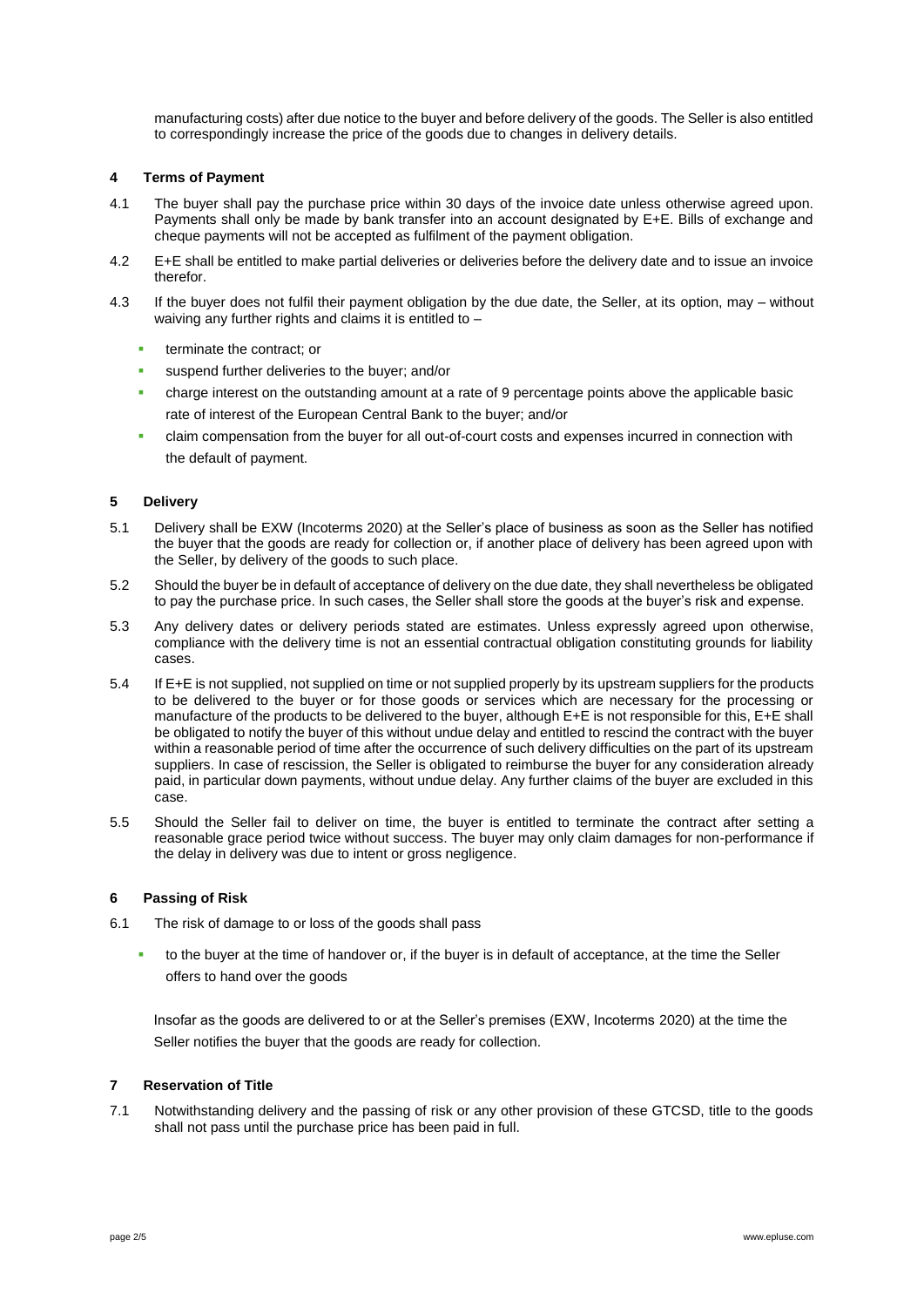manufacturing costs) after due notice to the buyer and before delivery of the goods. The Seller is also entitled to correspondingly increase the price of the goods due to changes in delivery details.

## 4 Terms of Payment

4.1 The buyer shall pay the purchase price within 30 days of the invoice date unless otherwise agreed upon. Payments shall only be made by bank transfer into an account designated by E+E. Bills of exchange and cheque payments will not be accepted as fulfilment of the payment obligation.

4.2 E+E shall be entitled to make partial deliveries or deliveries before the delivery date and to issue an invoice therefor.

4.3 If the buyer does not fulfil their payment obligation by the due date, the Seller, at its option, may – without waiving any further rights and claims it is entitled to –

- terminate the contract; or
- suspend further deliveries to the buyer; and/or
- charge interest on the outstanding amount at a rate of 9 percentage points above the applicable basic rate of interest of the European Central Bank to the buyer; and/or
- claim compensation from the buyer for all out-of-court costs and expenses incurred in connection with the default of payment.

## 5 Delivery

5.1 Delivery shall be EXW (Incoterms 2020) at the Seller's place of business as soon as the Seller has notified the buyer that the goods are ready for collection or, if another place of delivery has been agreed upon with the Seller, by delivery of the goods to such place.

5.2 Should the buyer be in default of acceptance of delivery on the due date, they shall nevertheless be obligated to pay the purchase price. In such cases, the Seller shall store the goods at the buyer's risk and expense.

5.3 Any delivery dates or delivery periods stated are estimates. Unless expressly agreed upon otherwise, compliance with the delivery time is not an essential contractual obligation constituting grounds for liability cases.

5.4 If E+E is not supplied, not supplied on time or not supplied properly by its upstream suppliers for the products to be delivered to the buyer or for those goods or services which are necessary for the processing or manufacture of the products to be delivered to the buyer, although E+E is not responsible for this, E+E shall be obligated to notify the buyer of this without undue delay and entitled to rescind the contract with the buyer within a reasonable period of time after the occurrence of such delivery difficulties on the part of its upstream suppliers. In case of rescission, the Seller is obligated to reimburse the buyer for any consideration already paid, in particular down payments, without undue delay. Any further claims of the buyer are excluded in this case.

5.5 Should the Seller fail to deliver on time, the buyer is entitled to terminate the contract after setting a reasonable grace period twice without success. The buyer may only claim damages for non-performance if the delay in delivery was due to intent or gross negligence.

## 6 Passing of Risk

6.1 The risk of damage to or loss of the goods shall pass

- to the buyer at the time of handover or, if the buyer is in default of acceptance, at the time the Seller offers to hand over the goods

Insofar as the goods are delivered to or at the Seller's premises (EXW, Incoterms 2020) at the time the Seller notifies the buyer that the goods are ready for collection.

## 7 Reservation of Title

7.1 Notwithstanding delivery and the passing of risk or any other provision of these GTCSD, title to the goods shall not pass until the purchase price has been paid in full.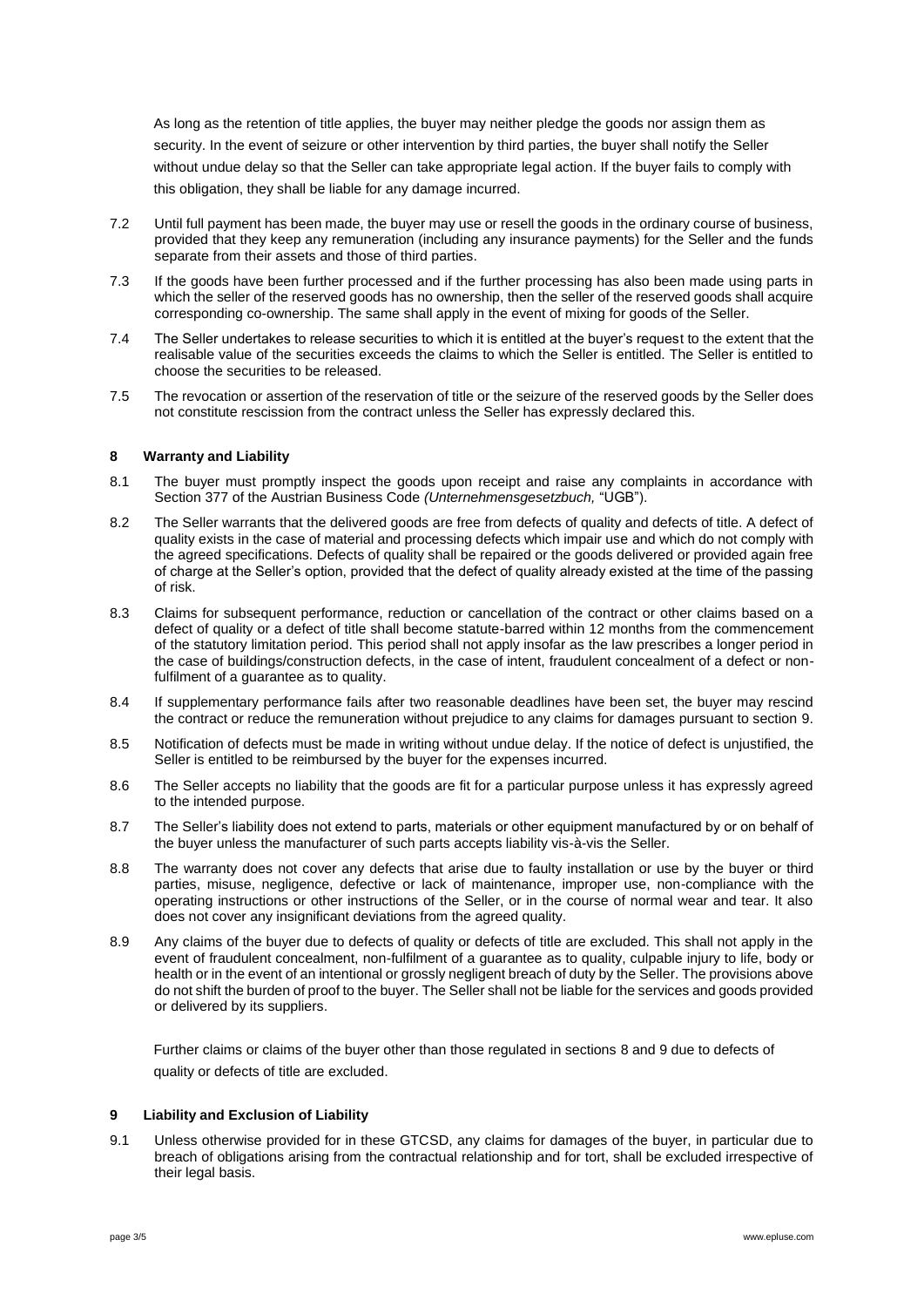As long as the retention of title applies, the buyer may neither pledge the goods nor assign them as security. In the event of seizure or other intervention by third parties, the buyer shall notify the Seller without undue delay so that the Seller can take appropriate legal action. If the buyer fails to comply with this obligation, they shall be liable for any damage incurred.

7.2 Until full payment has been made, the buyer may use or resell the goods in the ordinary course of business, provided that they keep any remuneration (including any insurance payments) for the Seller and the funds separate from their assets and those of third parties.

7.3 If the goods have been further processed and if the further processing has also been made using parts in which the seller of the reserved goods has no ownership, then the seller of the reserved goods shall acquire corresponding co-ownership. The same shall apply in the event of mixing for goods of the Seller.

7.4 The Seller undertakes to release securities to which it is entitled at the buyer's request to the extent that the realisable value of the securities exceeds the claims to which the Seller is entitled. The Seller is entitled to choose the securities to be released.

7.5 The revocation or assertion of the reservation of title or the seizure of the reserved goods by the Seller does not constitute rescission from the contract unless the Seller has expressly declared this.

## 8 Warranty and Liability

8.1 The buyer must promptly inspect the goods upon receipt and raise any complaints in accordance with Section 377 of the Austrian Business Code *(Unternehmensgesetzbuch,* "UGB").

8.2 The Seller warrants that the delivered goods are free from defects of quality and defects of title. A defect of quality exists in the case of material and processing defects which impair use and which do not comply with the agreed specifications. Defects of quality shall be repaired or the goods delivered or provided again free of charge at the Seller's option, provided that the defect of quality already existed at the time of the passing of risk.

8.3 Claims for subsequent performance, reduction or cancellation of the contract or other claims based on a defect of quality or a defect of title shall become statute-barred within 12 months from the commencement of the statutory limitation period. This period shall not apply insofar as the law prescribes a longer period in the case of buildings/construction defects, in the case of intent, fraudulent concealment of a defect or non-fulfilment of a guarantee as to quality.

8.4 If supplementary performance fails after two reasonable deadlines have been set, the buyer may rescind the contract or reduce the remuneration without prejudice to any claims for damages pursuant to section 9.

8.5 Notification of defects must be made in writing without undue delay. If the notice of defect is unjustified, the Seller is entitled to be reimbursed by the buyer for the expenses incurred.

8.6 The Seller accepts no liability that the goods are fit for a particular purpose unless it has expressly agreed to the intended purpose.

8.7 The Seller's liability does not extend to parts, materials or other equipment manufactured by or on behalf of the buyer unless the manufacturer of such parts accepts liability vis-à-vis the Seller.

8.8 The warranty does not cover any defects that arise due to faulty installation or use by the buyer or third parties, misuse, negligence, defective or lack of maintenance, improper use, non-compliance with the operating instructions or other instructions of the Seller, or in the course of normal wear and tear. It also does not cover any insignificant deviations from the agreed quality.

8.9 Any claims of the buyer due to defects of quality or defects of title are excluded. This shall not apply in the event of fraudulent concealment, non-fulfilment of a guarantee as to quality, culpable injury to life, body or health or in the event of an intentional or grossly negligent breach of duty by the Seller. The provisions above do not shift the burden of proof to the buyer. The Seller shall not be liable for the services and goods provided or delivered by its suppliers.

Further claims or claims of the buyer other than those regulated in sections 8 and 9 due to defects of quality or defects of title are excluded.

## 9 Liability and Exclusion of Liability

9.1 Unless otherwise provided for in these GTCSD, any claims for damages of the buyer, in particular due to breach of obligations arising from the contractual relationship and for tort, shall be excluded irrespective of their legal basis.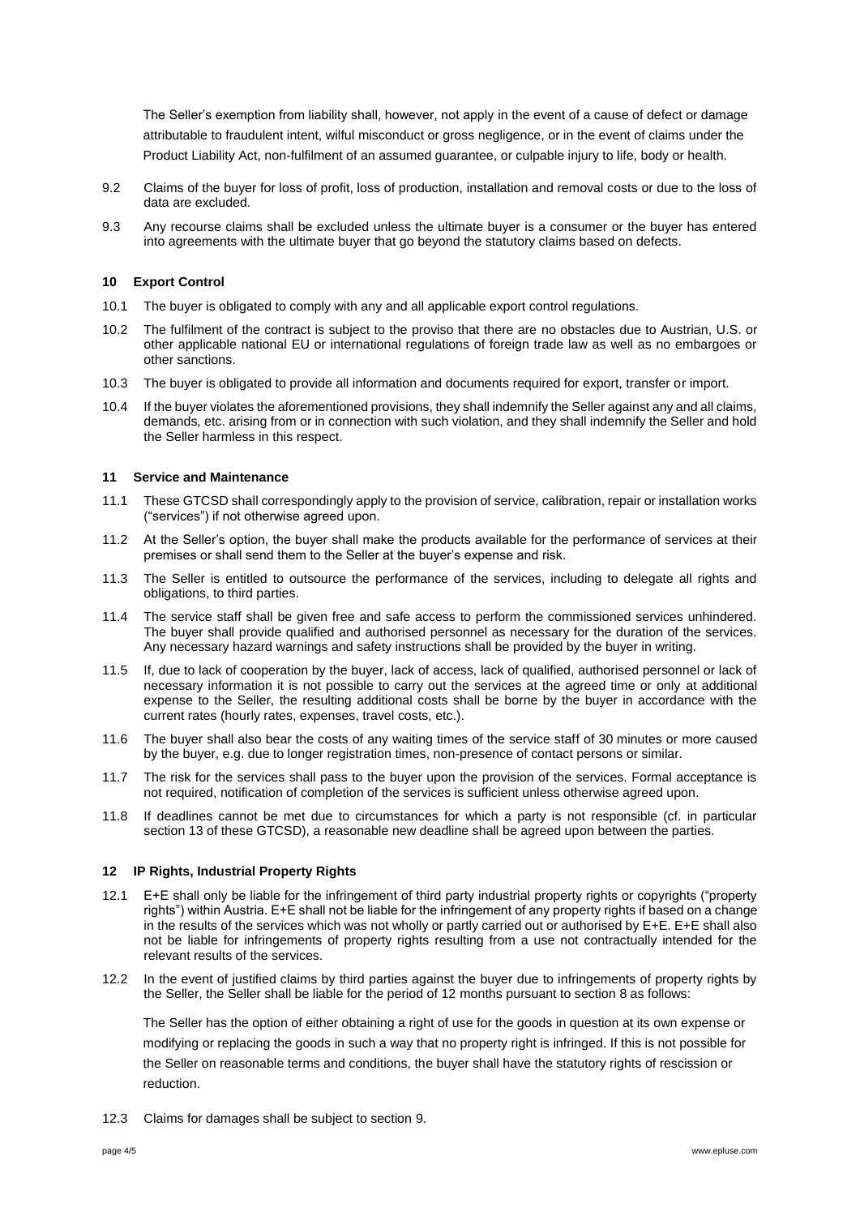The Seller's exemption from liability shall, however, not apply in the event of a cause of defect or damage attributable to fraudulent intent, wilful misconduct or gross negligence, or in the event of claims under the Product Liability Act, non-fulfilment of an assumed guarantee, or culpable injury to life, body or health.

9.2 Claims of the buyer for loss of profit, loss of production, installation and removal costs or due to the loss of data are excluded.

9.3 Any recourse claims shall be excluded unless the ultimate buyer is a consumer or the buyer has entered into agreements with the ultimate buyer that go beyond the statutory claims based on defects.

## 10 Export Control

10.1 The buyer is obligated to comply with any and all applicable export control regulations.

10.2 The fulfilment of the contract is subject to the proviso that there are no obstacles due to Austrian, U.S. or other applicable national EU or international regulations of foreign trade law as well as no embargoes or other sanctions.

10.3 The buyer is obligated to provide all information and documents required for export, transfer or import.

10.4 If the buyer violates the aforementioned provisions, they shall indemnify the Seller against any and all claims, demands, etc. arising from or in connection with such violation, and they shall indemnify the Seller and hold the Seller harmless in this respect.

## 11 Service and Maintenance

11.1 These GTCSD shall correspondingly apply to the provision of service, calibration, repair or installation works ("services") if not otherwise agreed upon.

11.2 At the Seller's option, the buyer shall make the products available for the performance of services at their premises or shall send them to the Seller at the buyer's expense and risk.

11.3 The Seller is entitled to outsource the performance of the services, including to delegate all rights and obligations, to third parties.

11.4 The service staff shall be given free and safe access to perform the commissioned services unhindered. The buyer shall provide qualified and authorised personnel as necessary for the duration of the services. Any necessary hazard warnings and safety instructions shall be provided by the buyer in writing.

11.5 If, due to lack of cooperation by the buyer, lack of access, lack of qualified, authorised personnel or lack of necessary information it is not possible to carry out the services at the agreed time or only at additional expense to the Seller, the resulting additional costs shall be borne by the buyer in accordance with the current rates (hourly rates, expenses, travel costs, etc.).

11.6 The buyer shall also bear the costs of any waiting times of the service staff of 30 minutes or more caused by the buyer, e.g. due to longer registration times, non-presence of contact persons or similar.

11.7 The risk for the services shall pass to the buyer upon the provision of the services. Formal acceptance is not required, notification of completion of the services is sufficient unless otherwise agreed upon.

11.8 If deadlines cannot be met due to circumstances for which a party is not responsible (cf. in particular section 13 of these GTCSD), a reasonable new deadline shall be agreed upon between the parties.

## 12 IP Rights, Industrial Property Rights

12.1 E+E shall only be liable for the infringement of third party industrial property rights or copyrights ("property rights") within Austria. E+E shall not be liable for the infringement of any property rights if based on a change in the results of the services which was not wholly or partly carried out or authorised by E+E. E+E shall also not be liable for infringements of property rights resulting from a use not contractually intended for the relevant results of the services.

12.2 In the event of justified claims by third parties against the buyer due to infringements of property rights by the Seller, the Seller shall be liable for the period of 12 months pursuant to section 8 as follows:

The Seller has the option of either obtaining a right of use for the goods in question at its own expense or modifying or replacing the goods in such a way that no property right is infringed. If this is not possible for the Seller on reasonable terms and conditions, the buyer shall have the statutory rights of rescission or reduction.

12.3 Claims for damages shall be subject to section 9.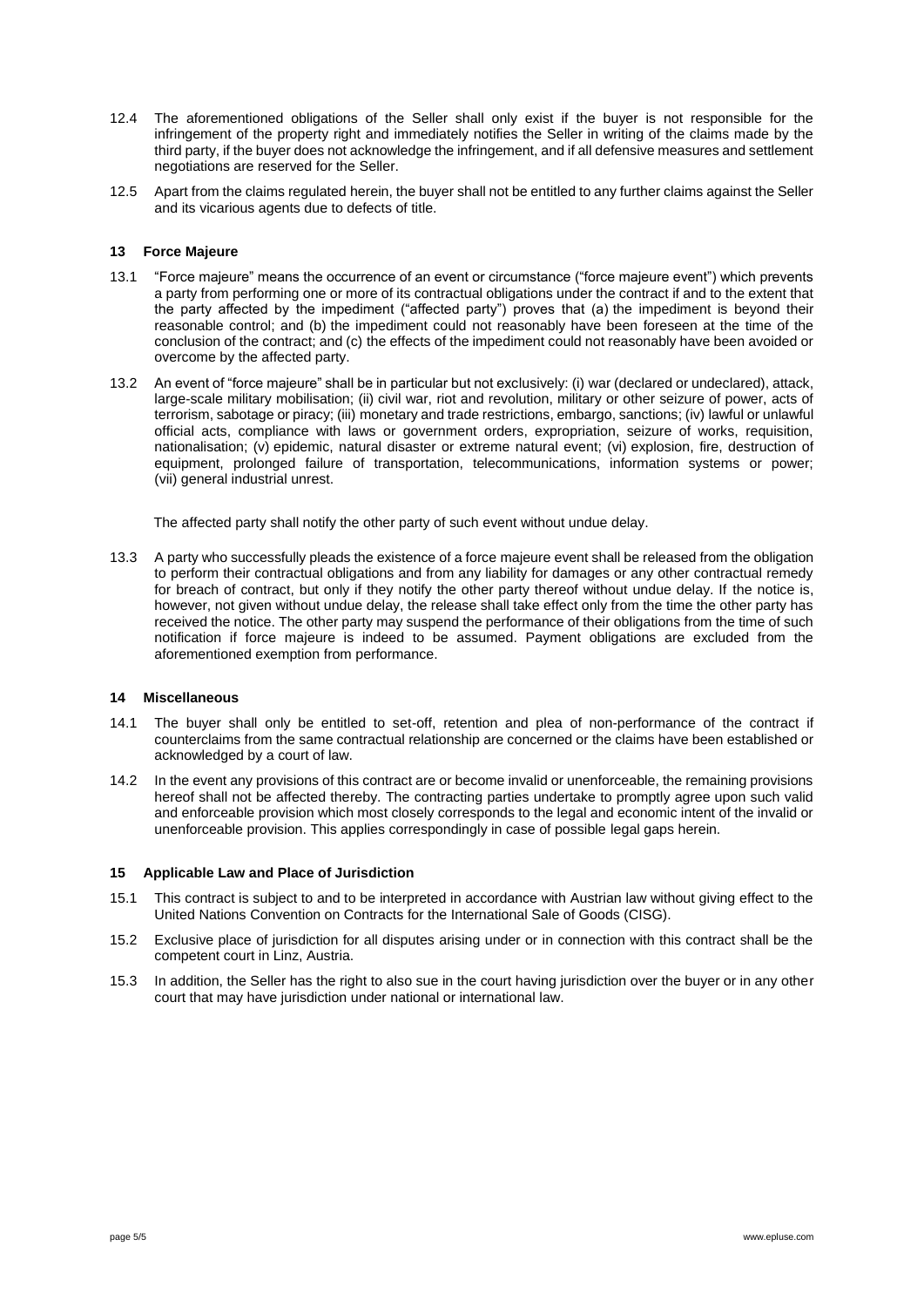12.4 The aforementioned obligations of the Seller shall only exist if the buyer is not responsible for the infringement of the property right and immediately notifies the Seller in writing of the claims made by the third party, if the buyer does not acknowledge the infringement, and if all defensive measures and settlement negotiations are reserved for the Seller.

12.5 Apart from the claims regulated herein, the buyer shall not be entitled to any further claims against the Seller and its vicarious agents due to defects of title.

### 13 Force Majeure

13.1 "Force majeure" means the occurrence of an event or circumstance ("force majeure event") which prevents a party from performing one or more of its contractual obligations under the contract if and to the extent that the party affected by the impediment ("affected party") proves that (a) the impediment is beyond their reasonable control; and (b) the impediment could not reasonably have been foreseen at the time of the conclusion of the contract; and (c) the effects of the impediment could not reasonably have been avoided or overcome by the affected party.

13.2 An event of "force majeure" shall be in particular but not exclusively: (i) war (declared or undeclared), attack, large-scale military mobilisation; (ii) civil war, riot and revolution, military or other seizure of power, acts of terrorism, sabotage or piracy; (iii) monetary and trade restrictions, embargo, sanctions; (iv) lawful or unlawful official acts, compliance with laws or government orders, expropriation, seizure of works, requisition, nationalisation; (v) epidemic, natural disaster or extreme natural event; (vi) explosion, fire, destruction of equipment, prolonged failure of transportation, telecommunications, information systems or power; (vii) general industrial unrest.

The affected party shall notify the other party of such event without undue delay.

13.3 A party who successfully pleads the existence of a force majeure event shall be released from the obligation to perform their contractual obligations and from any liability for damages or any other contractual remedy for breach of contract, but only if they notify the other party thereof without undue delay. If the notice is, however, not given without undue delay, the release shall take effect only from the time the other party has received the notice. The other party may suspend the performance of their obligations from the time of such notification if force majeure is indeed to be assumed. Payment obligations are excluded from the aforementioned exemption from performance.

### 14 Miscellaneous

14.1 The buyer shall only be entitled to set-off, retention and plea of non-performance of the contract if counterclaims from the same contractual relationship are concerned or the claims have been established or acknowledged by a court of law.

14.2 In the event any provisions of this contract are or become invalid or unenforceable, the remaining provisions hereof shall not be affected thereby. The contracting parties undertake to promptly agree upon such valid and enforceable provision which most closely corresponds to the legal and economic intent of the invalid or unenforceable provision. This applies correspondingly in case of possible legal gaps herein.

### 15 Applicable Law and Place of Jurisdiction

15.1 This contract is subject to and to be interpreted in accordance with Austrian law without giving effect to the United Nations Convention on Contracts for the International Sale of Goods (CISG).

15.2 Exclusive place of jurisdiction for all disputes arising under or in connection with this contract shall be the competent court in Linz, Austria.

15.3 In addition, the Seller has the right to also sue in the court having jurisdiction over the buyer or in any other court that may have jurisdiction under national or international law.